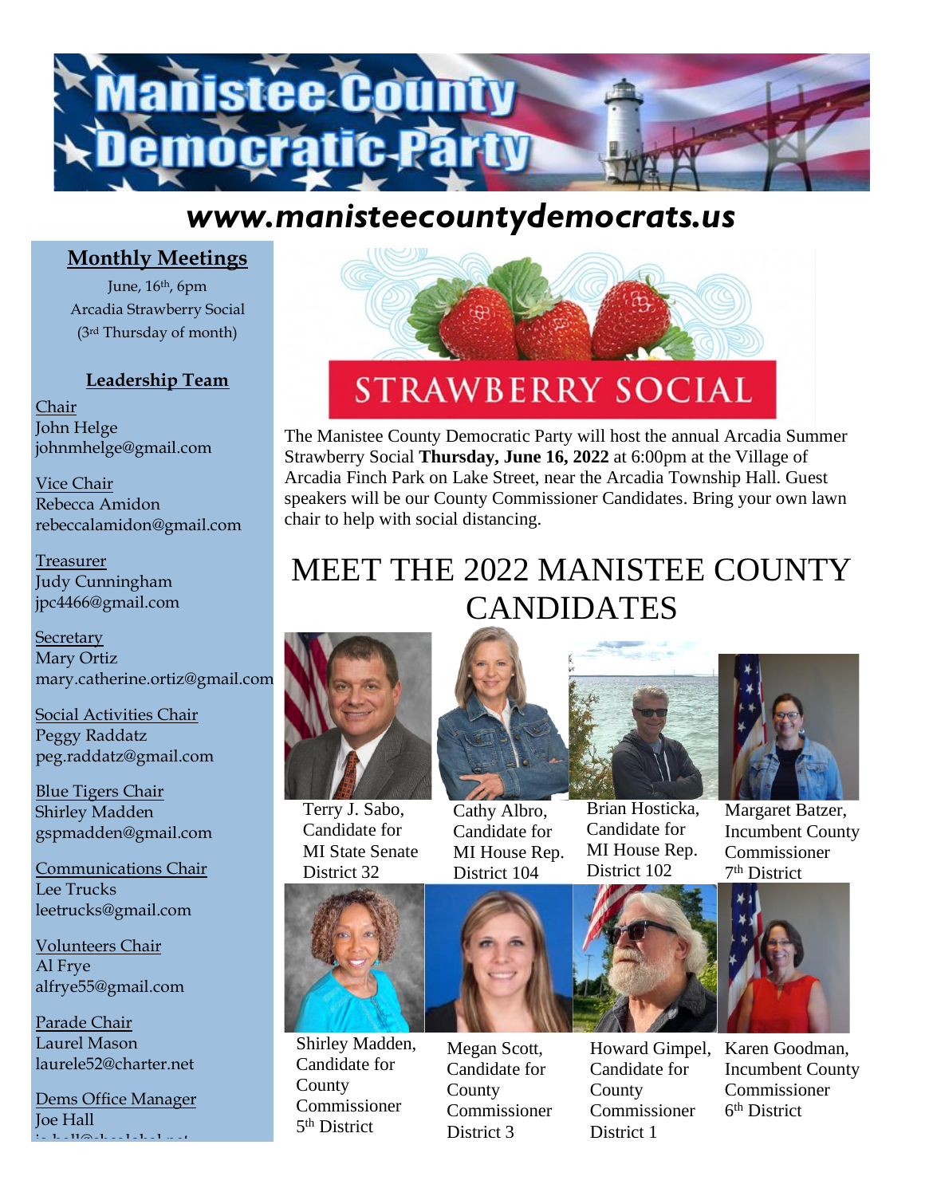# Manistee County Democratic Party

## www.manisteecountydemocrats.us

### Monthly Meetings

June, 16th, 6pm
Arcadia Strawberry Social
(3rd Thursday of month)

### Leadership Team

Chair
John Helge
johnmhelge@gmail.com

Vice Chair
Rebecca Amidon
rebeccalamidon@gmail.com

Treasurer
Judy Cunningham
jpc4466@gmail.com

Secretary
Mary Ortiz
mary.catherine.ortiz@gmail.com

Social Activities Chair
Peggy Raddatz
peg.raddatz@gmail.com

Blue Tigers Chair
Shirley Madden
gspmadden@gmail.com

Communications Chair
Lee Trucks
leetrucks@gmail.com

Volunteers Chair
Al Frye
alfrye55@gmail.com

Parade Chair
Laurel Mason
laurele52@charter.net

Dems Office Manager
Joe Hall

## STRAWBERRY SOCIAL

The Manistee County Democratic Party will host the annual Arcadia Summer Strawberry Social **Thursday, June 16, 2022** at 6:00pm at the Village of Arcadia Finch Park on Lake Street, near the Arcadia Township Hall. Guest speakers will be our County Commissioner Candidates. Bring your own lawn chair to help with social distancing.

## MEET THE 2022 MANISTEE COUNTY CANDIDATES

Terry J. Sabo, Candidate for MI State Senate District 32

Cathy Albro, Candidate for MI House Rep. District 104

Brian Hosticka, Candidate for MI House Rep. District 102

Margaret Batzer, Incumbent County Commissioner 7th District

Shirley Madden, Candidate for County Commissioner 5th District

Megan Scott, Candidate for County Commissioner District 3

Howard Gimpel, Candidate for County Commissioner District 1

Karen Goodman, Incumbent County Commissioner 6th District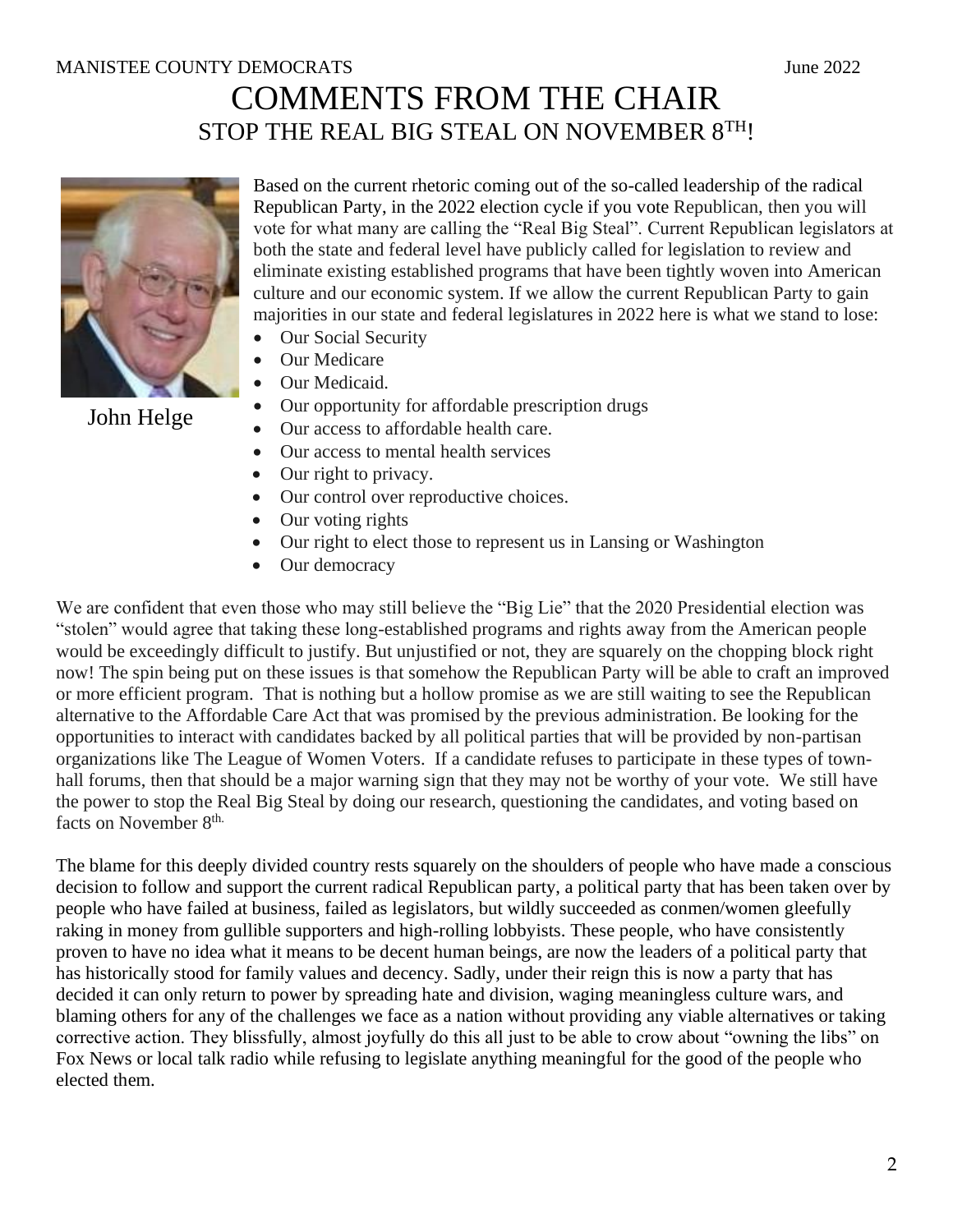MANISTEE COUNTY DEMOCRATS June 2022

# COMMENTS FROM THE CHAIR

## STOP THE REAL BIG STEAL ON NOVEMBER 8TH!

John Helge

Based on the current rhetoric coming out of the so-called leadership of the radical Republican Party, in the 2022 election cycle if you vote Republican, then you will vote for what many are calling the "Real Big Steal". Current Republican legislators at both the state and federal level have publicly called for legislation to review and eliminate existing established programs that have been tightly woven into American culture and our economic system. If we allow the current Republican Party to gain majorities in our state and federal legislatures in 2022 here is what we stand to lose:

- Our Social Security
- Our Medicare
- Our Medicaid.
- Our opportunity for affordable prescription drugs
- Our access to affordable health care.
- Our access to mental health services
- Our right to privacy.
- Our control over reproductive choices.
- Our voting rights
- Our right to elect those to represent us in Lansing or Washington
- Our democracy

We are confident that even those who may still believe the "Big Lie" that the 2020 Presidential election was "stolen" would agree that taking these long-established programs and rights away from the American people would be exceedingly difficult to justify. But unjustified or not, they are squarely on the chopping block right now! The spin being put on these issues is that somehow the Republican Party will be able to craft an improved or more efficient program. That is nothing but a hollow promise as we are still waiting to see the Republican alternative to the Affordable Care Act that was promised by the previous administration. Be looking for the opportunities to interact with candidates backed by all political parties that will be provided by non-partisan organizations like The League of Women Voters. If a candidate refuses to participate in these types of town-hall forums, then that should be a major warning sign that they may not be worthy of your vote. We still have the power to stop the Real Big Steal by doing our research, questioning the candidates, and voting based on facts on November 8th.

The blame for this deeply divided country rests squarely on the shoulders of people who have made a conscious decision to follow and support the current radical Republican party, a political party that has been taken over by people who have failed at business, failed as legislators, but wildly succeeded as conmen/women gleefully raking in money from gullible supporters and high-rolling lobbyists. These people, who have consistently proven to have no idea what it means to be decent human beings, are now the leaders of a political party that has historically stood for family values and decency. Sadly, under their reign this is now a party that has decided it can only return to power by spreading hate and division, waging meaningless culture wars, and blaming others for any of the challenges we face as a nation without providing any viable alternatives or taking corrective action. They blissfully, almost joyfully do this all just to be able to crow about "owning the libs" on Fox News or local talk radio while refusing to legislate anything meaningful for the good of the people who elected them.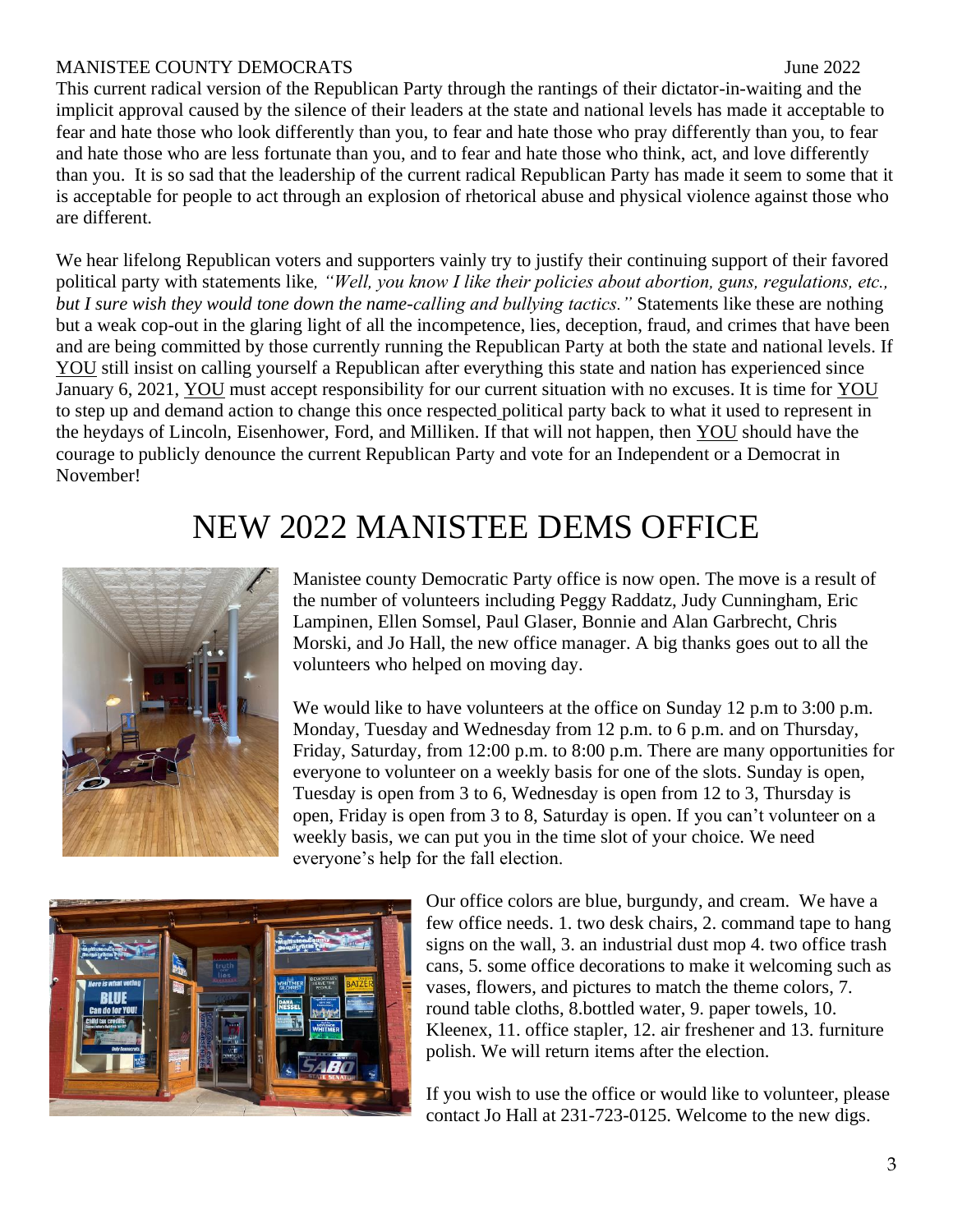This current radical version of the Republican Party through the rantings of their dictator-in-waiting and the implicit approval caused by the silence of their leaders at the state and national levels has made it acceptable to fear and hate those who look differently than you, to fear and hate those who pray differently than you, to fear and hate those who are less fortunate than you, and to fear and hate those who think, act, and love differently than you. It is so sad that the leadership of the current radical Republican Party has made it seem to some that it is acceptable for people to act through an explosion of rhetorical abuse and physical violence against those who are different.

We hear lifelong Republican voters and supporters vainly try to justify their continuing support of their favored political party with statements like*, "Well, you know I like their policies about abortion, guns, regulations, etc., but I sure wish they would tone down the name-calling and bullying tactics."* Statements like these are nothing but a weak cop-out in the glaring light of all the incompetence, lies, deception, fraud, and crimes that have been and are being committed by those currently running the Republican Party at both the state and national levels. If YOU still insist on calling yourself a Republican after everything this state and nation has experienced since January 6, 2021, YOU must accept responsibility for our current situation with no excuses. It is time for YOU to step up and demand action to change this once respected political party back to what it used to represent in the heydays of Lincoln, Eisenhower, Ford, and Milliken. If that will not happen, then YOU should have the courage to publicly denounce the current Republican Party and vote for an Independent or a Democrat in November!

# NEW 2022 MANISTEE DEMS OFFICE

Manistee county Democratic Party office is now open. The move is a result of the number of volunteers including Peggy Raddatz, Judy Cunningham, Eric Lampinen, Ellen Somsel, Paul Glaser, Bonnie and Alan Garbrecht, Chris Morski, and Jo Hall, the new office manager. A big thanks goes out to all the volunteers who helped on moving day.

We would like to have volunteers at the office on Sunday 12 p.m to 3:00 p.m. Monday, Tuesday and Wednesday from 12 p.m. to 6 p.m. and on Thursday, Friday, Saturday, from 12:00 p.m. to 8:00 p.m. There are many opportunities for everyone to volunteer on a weekly basis for one of the slots. Sunday is open, Tuesday is open from 3 to 6, Wednesday is open from 12 to 3, Thursday is open, Friday is open from 3 to 8, Saturday is open. If you can't volunteer on a weekly basis, we can put you in the time slot of your choice. We need everyone's help for the fall election.

Our office colors are blue, burgundy, and cream. We have a few office needs. 1. two desk chairs, 2. command tape to hang signs on the wall, 3. an industrial dust mop 4. two office trash cans, 5. some office decorations to make it welcoming such as vases, flowers, and pictures to match the theme colors, 7. round table cloths, 8.bottled water, 9. paper towels, 10. Kleenex, 11. office stapler, 12. air freshener and 13. furniture polish. We will return items after the election.

If you wish to use the office or would like to volunteer, please contact Jo Hall at 231-723-0125. Welcome to the new digs.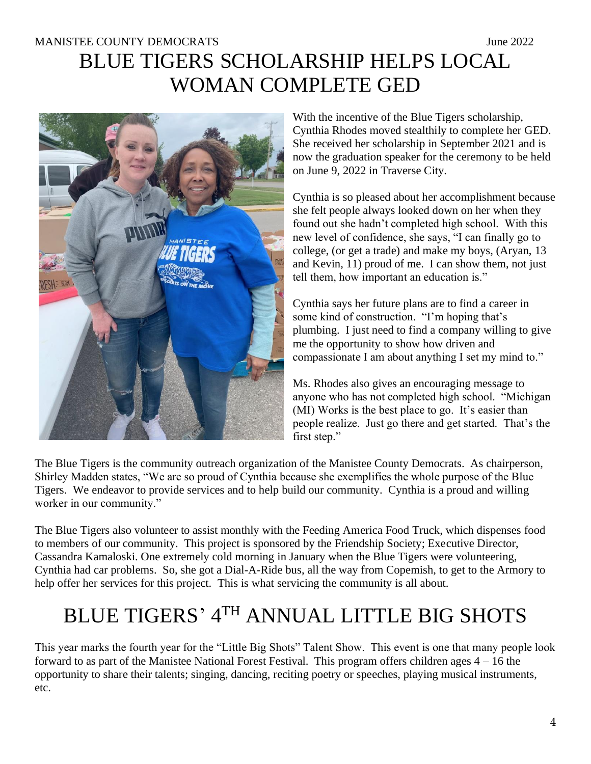# BLUE TIGERS SCHOLARSHIP HELPS LOCAL WOMAN COMPLETE GED

With the incentive of the Blue Tigers scholarship, Cynthia Rhodes moved stealthily to complete her GED. She received her scholarship in September 2021 and is now the graduation speaker for the ceremony to be held on June 9, 2022 in Traverse City.

Cynthia is so pleased about her accomplishment because she felt people always looked down on her when they found out she hadn't completed high school. With this new level of confidence, she says, "I can finally go to college, (or get a trade) and make my boys, (Aryan, 13 and Kevin, 11) proud of me. I can show them, not just tell them, how important an education is."

Cynthia says her future plans are to find a career in some kind of construction. "I'm hoping that's plumbing. I just need to find a company willing to give me the opportunity to show how driven and compassionate I am about anything I set my mind to."

Ms. Rhodes also gives an encouraging message to anyone who has not completed high school. "Michigan (MI) Works is the best place to go. It's easier than people realize. Just go there and get started. That's the first step."

The Blue Tigers is the community outreach organization of the Manistee County Democrats. As chairperson, Shirley Madden states, "We are so proud of Cynthia because she exemplifies the whole purpose of the Blue Tigers. We endeavor to provide services and to help build our community. Cynthia is a proud and willing worker in our community."

The Blue Tigers also volunteer to assist monthly with the Feeding America Food Truck, which dispenses food to members of our community. This project is sponsored by the Friendship Society; Executive Director, Cassandra Kamaloski. One extremely cold morning in January when the Blue Tigers were volunteering, Cynthia had car problems. So, she got a Dial-A-Ride bus, all the way from Copemish, to get to the Armory to help offer her services for this project. This is what servicing the community is all about.

# BLUE TIGERS' 4TH ANNUAL LITTLE BIG SHOTS

This year marks the fourth year for the "Little Big Shots" Talent Show. This event is one that many people look forward to as part of the Manistee National Forest Festival. This program offers children ages 4 – 16 the opportunity to share their talents; singing, dancing, reciting poetry or speeches, playing musical instruments, etc.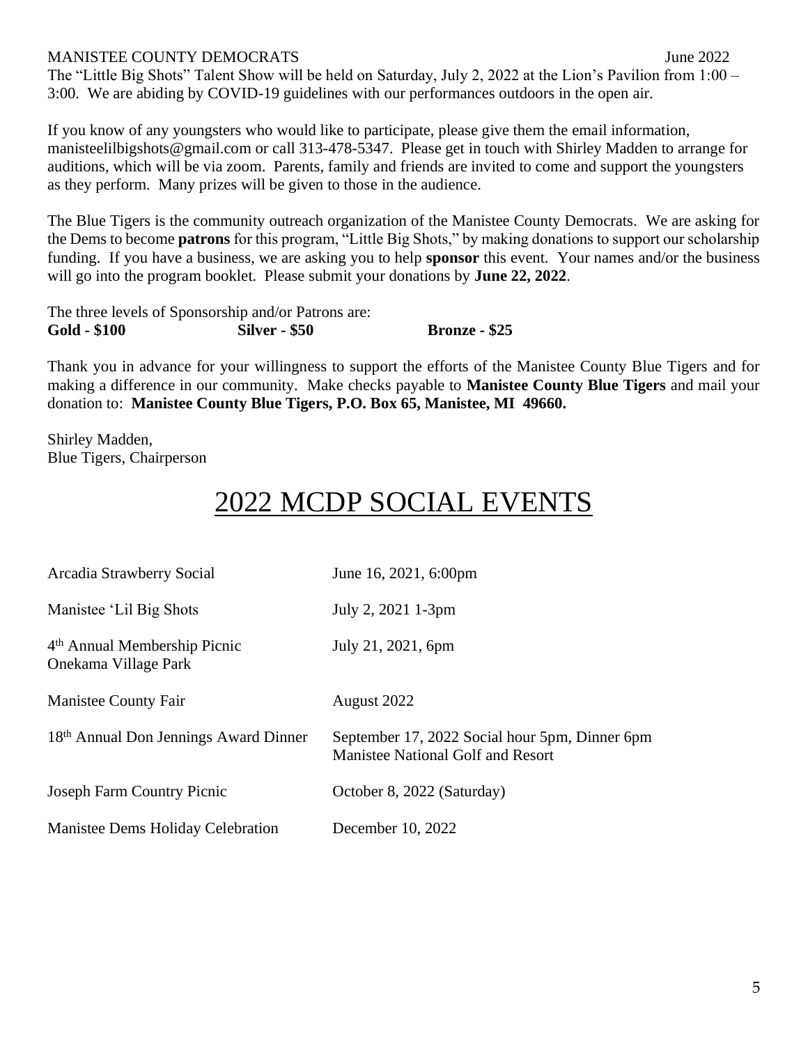The "Little Big Shots" Talent Show will be held on Saturday, July 2, 2022 at the Lion's Pavilion from 1:00 – 3:00. We are abiding by COVID-19 guidelines with our performances outdoors in the open air.

If you know of any youngsters who would like to participate, please give them the email information, manisteelilbigshots@gmail.com or call 313-478-5347. Please get in touch with Shirley Madden to arrange for auditions, which will be via zoom. Parents, family and friends are invited to come and support the youngsters as they perform. Many prizes will be given to those in the audience.

The Blue Tigers is the community outreach organization of the Manistee County Democrats. We are asking for the Dems to become **patrons** for this program, "Little Big Shots," by making donations to support our scholarship funding. If you have a business, we are asking you to help **sponsor** this event. Your names and/or the business will go into the program booklet. Please submit your donations by **June 22, 2022**.

The three levels of Sponsorship and/or Patrons are:

**Gold - $100** **Silver - $50** **Bronze - $25**

Thank you in advance for your willingness to support the efforts of the Manistee County Blue Tigers and for making a difference in our community. Make checks payable to **Manistee County Blue Tigers** and mail your donation to: **Manistee County Blue Tigers, P.O. Box 65, Manistee, MI 49660.**

Shirley Madden,
Blue Tigers, Chairperson

# 2022 MCDP SOCIAL EVENTS

| | |
|---|---|
| Arcadia Strawberry Social | June 16, 2021, 6:00pm |
| Manistee 'Lil Big Shots | July 2, 2021 1-3pm |
| 4th Annual Membership Picnic Onekama Village Park | July 21, 2021, 6pm |
| Manistee County Fair | August 2022 |
| 18th Annual Don Jennings Award Dinner | September 17, 2022 Social hour 5pm, Dinner 6pm Manistee National Golf and Resort |
| Joseph Farm Country Picnic | October 8, 2022 (Saturday) |
| Manistee Dems Holiday Celebration | December 10, 2022 |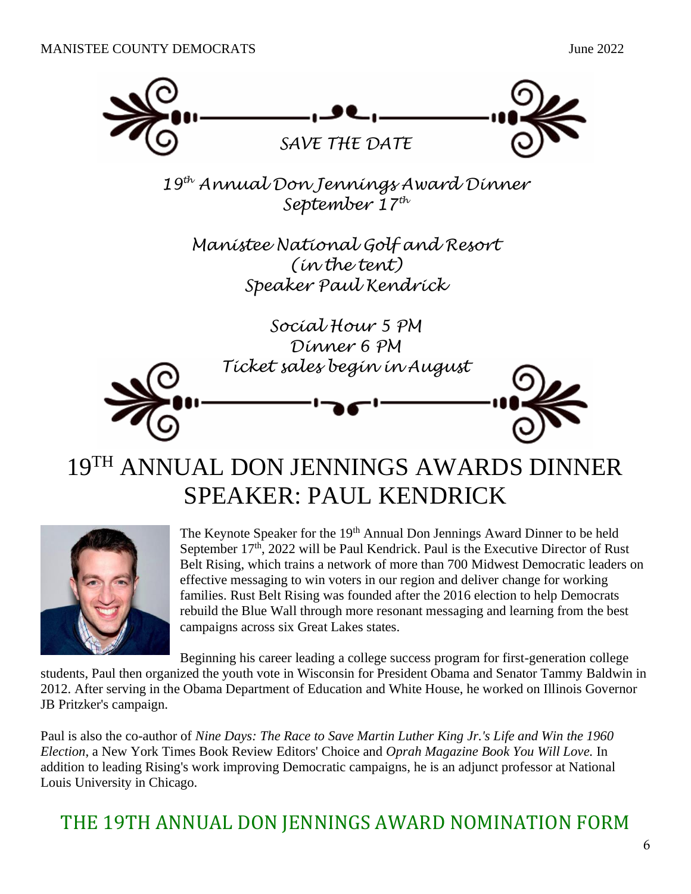*SAVE THE DATE*

*19th Annual Don Jennings Award Dinner*
*September 17th*

*Manistee National Golf and Resort*
*(in the tent)*
*Speaker Paul Kendrick*

*Social Hour 5 PM*
*Dinner 6 PM*
*Ticket sales begin in August*

# 19TH ANNUAL DON JENNINGS AWARDS DINNER SPEAKER: PAUL KENDRICK

The Keynote Speaker for the 19th Annual Don Jennings Award Dinner to be held September 17th, 2022 will be Paul Kendrick. Paul is the Executive Director of Rust Belt Rising, which trains a network of more than 700 Midwest Democratic leaders on effective messaging to win voters in our region and deliver change for working families. Rust Belt Rising was founded after the 2016 election to help Democrats rebuild the Blue Wall through more resonant messaging and learning from the best campaigns across six Great Lakes states.

Beginning his career leading a college success program for first-generation college students, Paul then organized the youth vote in Wisconsin for President Obama and Senator Tammy Baldwin in 2012. After serving in the Obama Department of Education and White House, he worked on Illinois Governor JB Pritzker's campaign.

Paul is also the co-author of *Nine Days: The Race to Save Martin Luther King Jr.'s Life and Win the 1960 Election*, a New York Times Book Review Editors' Choice and *Oprah Magazine Book You Will Love.* In addition to leading Rising's work improving Democratic campaigns, he is an adjunct professor at National Louis University in Chicago.

## THE 19TH ANNUAL DON JENNINGS AWARD NOMINATION FORM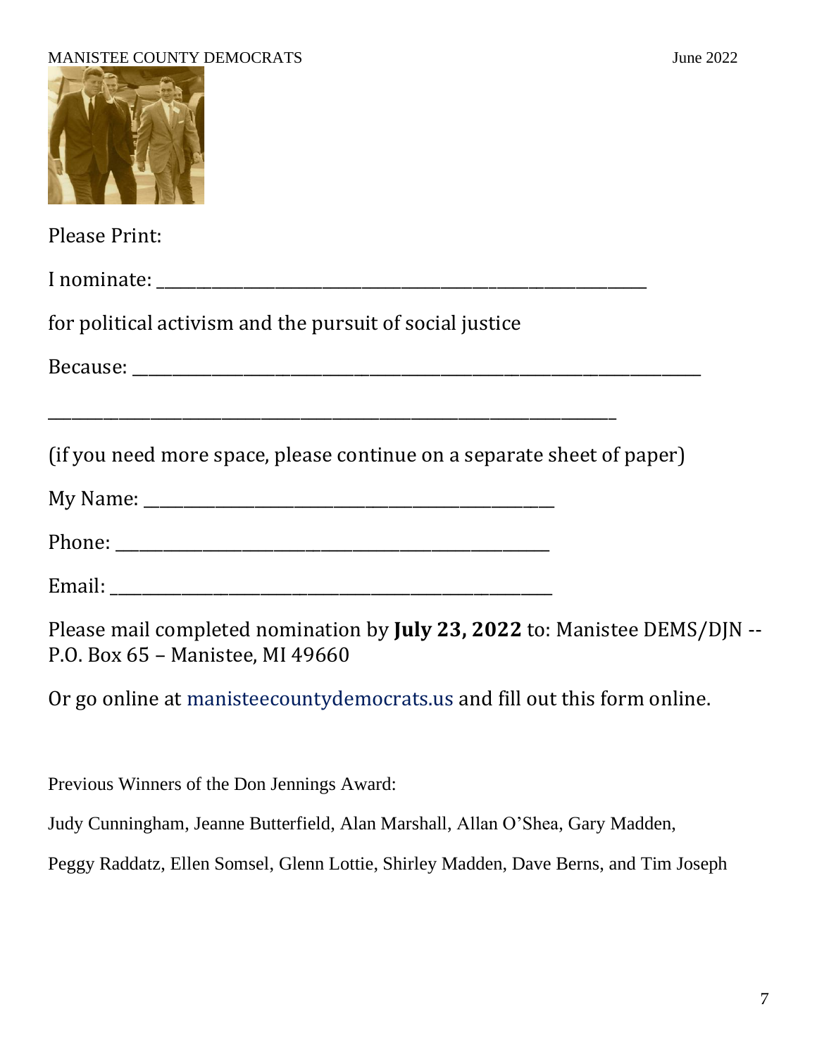Please Print:

I nominate: ___________________________________________________________

for political activism and the pursuit of social justice

Because: _________________________________________________________________

_________________________________________________________________

(if you need more space, please continue on a separate sheet of paper)

My Name: ________________________________________________

Phone: ____________________________________________________

Email: _____________________________________________________

Please mail completed nomination by **July 23, 2022** to: Manistee DEMS/DJN -- P.O. Box 65 – Manistee, MI 49660

Or go online at manisteecountydemocrats.us and fill out this form online.

Previous Winners of the Don Jennings Award:

Judy Cunningham, Jeanne Butterfield, Alan Marshall, Allan O'Shea, Gary Madden,

Peggy Raddatz, Ellen Somsel, Glenn Lottie, Shirley Madden, Dave Berns, and Tim Joseph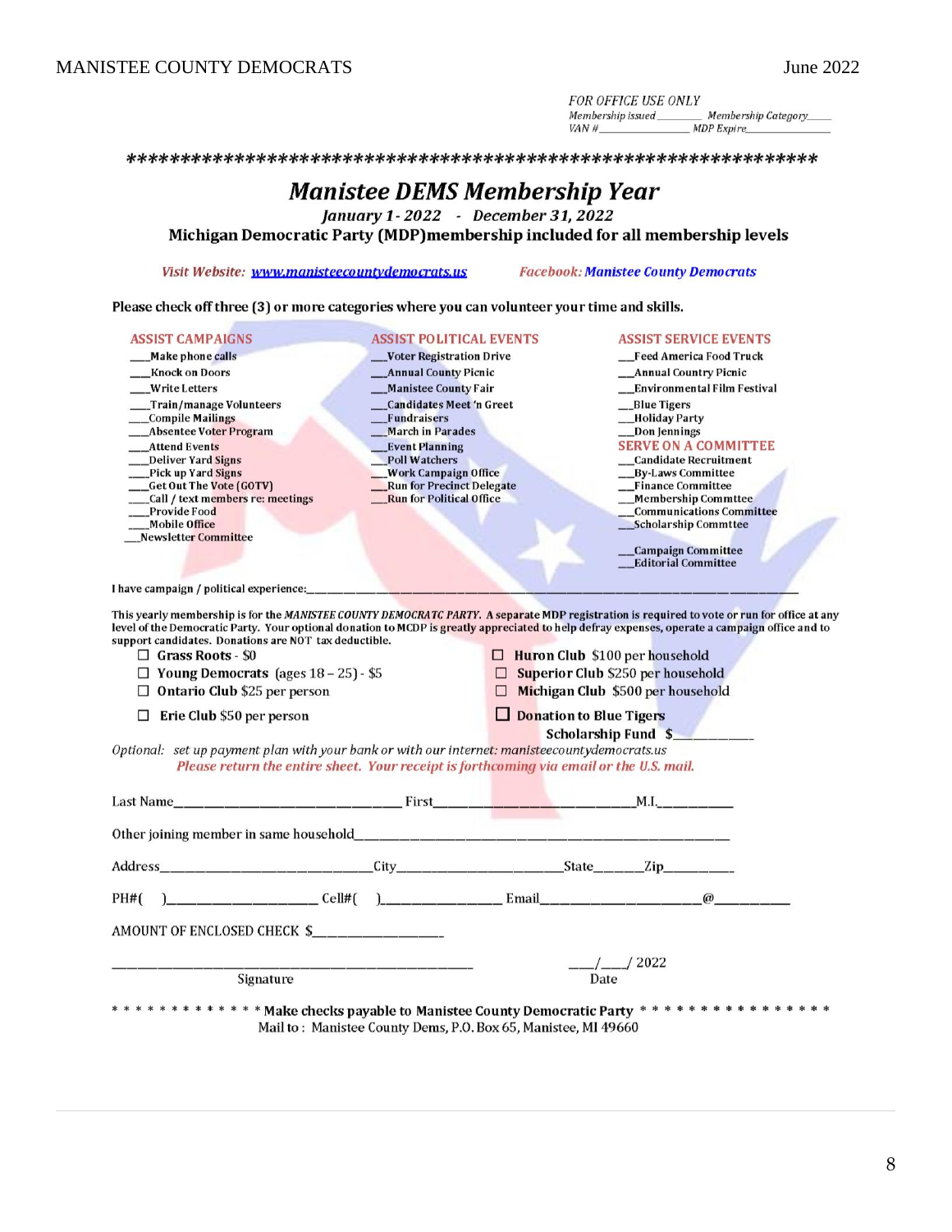FOR OFFICE USE ONLY
Membership issued________ Membership Category_____
VAN #________________ MDP Expire______________

***************************************************************

# Manistee DEMS Membership Year

***January 1- 2022 - December 31, 2022***

**Michigan Democratic Party (MDP)membership included for all membership levels**

*Visit Website: www.manisteecountydemocrats.us* *Facebook: Manistee County Democrats*

**Please check off three (3) or more categories where you can volunteer your time and skills.**

**ASSIST CAMPAIGNS**

- ___Make phone calls
- ___Knock on Doors
- ___Write Letters
- ___Train/manage Volunteers
- ___Compile Mailings
- ___Absentee Voter Program
- ___Attend Events
- ___Deliver Yard Signs
- ___Pick up Yard Signs
- ___Get Out The Vote (GOTV)
- ___Call / text members re: meetings
- ___Provide Food
- ___Mobile Office
- ___Newsletter Committee

**ASSIST POLITICAL EVENTS**

- ___Voter Registration Drive
- ___Annual County Picnic
- ___Manistee County Fair
- ___Candidates Meet 'n Greet
- ___Fundraisers
- ___March in Parades
- ___Event Planning
- ___Poll Watchers
- ___Work Campaign Office
- ___Run for Precinct Delegate
- ___Run for Political Office

**ASSIST SERVICE EVENTS**

- ___Feed America Food Truck
- ___Annual Country Picnic
- ___Environmental Film Festival
- ___Blue Tigers
- ___Holiday Party
- ___Don Jennings

**SERVE ON A COMMITTEE**

- ___Candidate Recruitment
- ___By-Laws Committee
- ___Finance Committee
- ___Membership Commttee
- ___Communications Committee
- ___Scholarship Commttee
- ___Campaign Committee
- ___Editorial Committee

I have campaign / political experience:______________________________________________________________

This yearly membership is for the *MANISTEE COUNTY DEMOCRATC PARTY*. A separate MDP registration is required to vote or run for office at any level of the Democratic Party. Your optional donation to MCDP is greatly appreciated to help defray expenses, operate a campaign office and to support candidates. Donations are NOT tax deductible.

- ☐ **Grass Roots** - $0
- ☐ **Young Democrats** (ages 18 – 25) - $5
- ☐ **Ontario Club** $25 per person
- ☐ **Erie Club** $50 per person
- ☐ **Huron Club** $100 per household
- ☐ **Superior Club** $250 per household
- ☐ **Michigan Club** $500 per household
- ☐ **Donation to Blue Tigers Scholarship Fund** $__________

*Optional: set up payment plan with your bank or with our internet: manisteecountydemocrats.us*

*Please return the entire sheet. Your receipt is forthcoming via email or the U.S. mail.*

Last Name______________________________ First___________________________M.I.__________

Other joining member in same household______________________________________________________

Address______________________________City_______________________State______Zip_________

PH#( )____________________ Cell#( )________________ Email______________________@__________

AMOUNT OF ENCLOSED CHECK $__________________

_______________________________________________ ___/___/ 2022
Signature Date

* * * * * * * * * * * * * **Make checks payable to Manistee County Democratic Party** * * * * * * * * * * * * * * * *

Mail to : Manistee County Dems, P.O. Box 65, Manistee, MI 49660